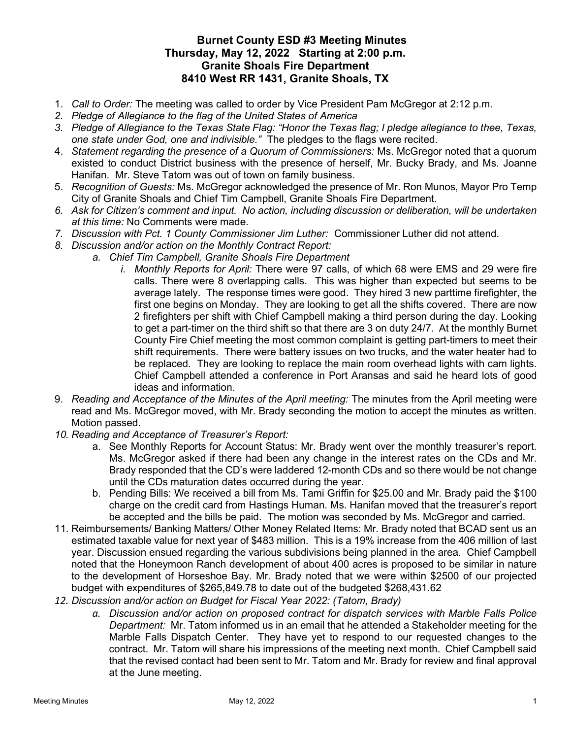**Burnet County ESD #3 Meeting Minutes**
**Thursday, May 12, 2022 Starting at 2:00 p.m.**
**Granite Shoals Fire Department**
**8410 West RR 1431, Granite Shoals, TX**

1. *Call to Order:* The meeting was called to order by Vice President Pam McGregor at 2:12 p.m.
2. *Pledge of Allegiance to the flag of the United States of America*
3. *Pledge of Allegiance to the Texas State Flag: "Honor the Texas flag; I pledge allegiance to thee, Texas, one state under God, one and indivisible."* The pledges to the flags were recited.
4. *Statement regarding the presence of a Quorum of Commissioners:* Ms. McGregor noted that a quorum existed to conduct District business with the presence of herself, Mr. Bucky Brady, and Ms. Joanne Hanifan. Mr. Steve Tatom was out of town on family business.
5. *Recognition of Guests:* Ms. McGregor acknowledged the presence of Mr. Ron Munos, Mayor Pro Temp City of Granite Shoals and Chief Tim Campbell, Granite Shoals Fire Department.
6. *Ask for Citizen's comment and input. No action, including discussion or deliberation, will be undertaken at this time:* No Comments were made.
7. *Discussion with Pct. 1 County Commissioner Jim Luther:* Commissioner Luther did not attend.
8. *Discussion and/or action on the Monthly Contract Report:*
    a. *Chief Tim Campbell, Granite Shoals Fire Department*
        i. *Monthly Reports for April:* There were 97 calls, of which 68 were EMS and 29 were fire calls. There were 8 overlapping calls. This was higher than expected but seems to be average lately. The response times were good. They hired 3 new parttime firefighter, the first one begins on Monday. They are looking to get all the shifts covered. There are now 2 firefighters per shift with Chief Campbell making a third person during the day. Looking to get a part-timer on the third shift so that there are 3 on duty 24/7. At the monthly Burnet County Fire Chief meeting the most common complaint is getting part-timers to meet their shift requirements. There were battery issues on two trucks, and the water heater had to be replaced. They are looking to replace the main room overhead lights with cam lights. Chief Campbell attended a conference in Port Aransas and said he heard lots of good ideas and information.
9. *Reading and Acceptance of the Minutes of the April meeting:* The minutes from the April meeting were read and Ms. McGregor moved, with Mr. Brady seconding the motion to accept the minutes as written. Motion passed.
10. *Reading and Acceptance of Treasurer's Report:*
    a. See Monthly Reports for Account Status: Mr. Brady went over the monthly treasurer's report. Ms. McGregor asked if there had been any change in the interest rates on the CDs and Mr. Brady responded that the CD's were laddered 12-month CDs and so there would be not change until the CDs maturation dates occurred during the year.
    b. Pending Bills: We received a bill from Ms. Tami Griffin for $25.00 and Mr. Brady paid the $100 charge on the credit card from Hastings Human. Ms. Hanifan moved that the treasurer's report be accepted and the bills be paid. The motion was seconded by Ms. McGregor and carried.
11. Reimbursements/ Banking Matters/ Other Money Related Items: Mr. Brady noted that BCAD sent us an estimated taxable value for next year of $483 million. This is a 19% increase from the 406 million of last year. Discussion ensued regarding the various subdivisions being planned in the area. Chief Campbell noted that the Honeymoon Ranch development of about 400 acres is proposed to be similar in nature to the development of Horseshoe Bay. Mr. Brady noted that we were within $2500 of our projected budget with expenditures of $265,849.78 to date out of the budgeted $268,431.62
12. *Discussion and/or action on Budget for Fiscal Year 2022: (Tatom, Brady)*
    a. *Discussion and/or action on proposed contract for dispatch services with Marble Falls Police Department:* Mr. Tatom informed us in an email that he attended a Stakeholder meeting for the Marble Falls Dispatch Center. They have yet to respond to our requested changes to the contract. Mr. Tatom will share his impressions of the meeting next month. Chief Campbell said that the revised contact had been sent to Mr. Tatom and Mr. Brady for review and final approval at the June meeting.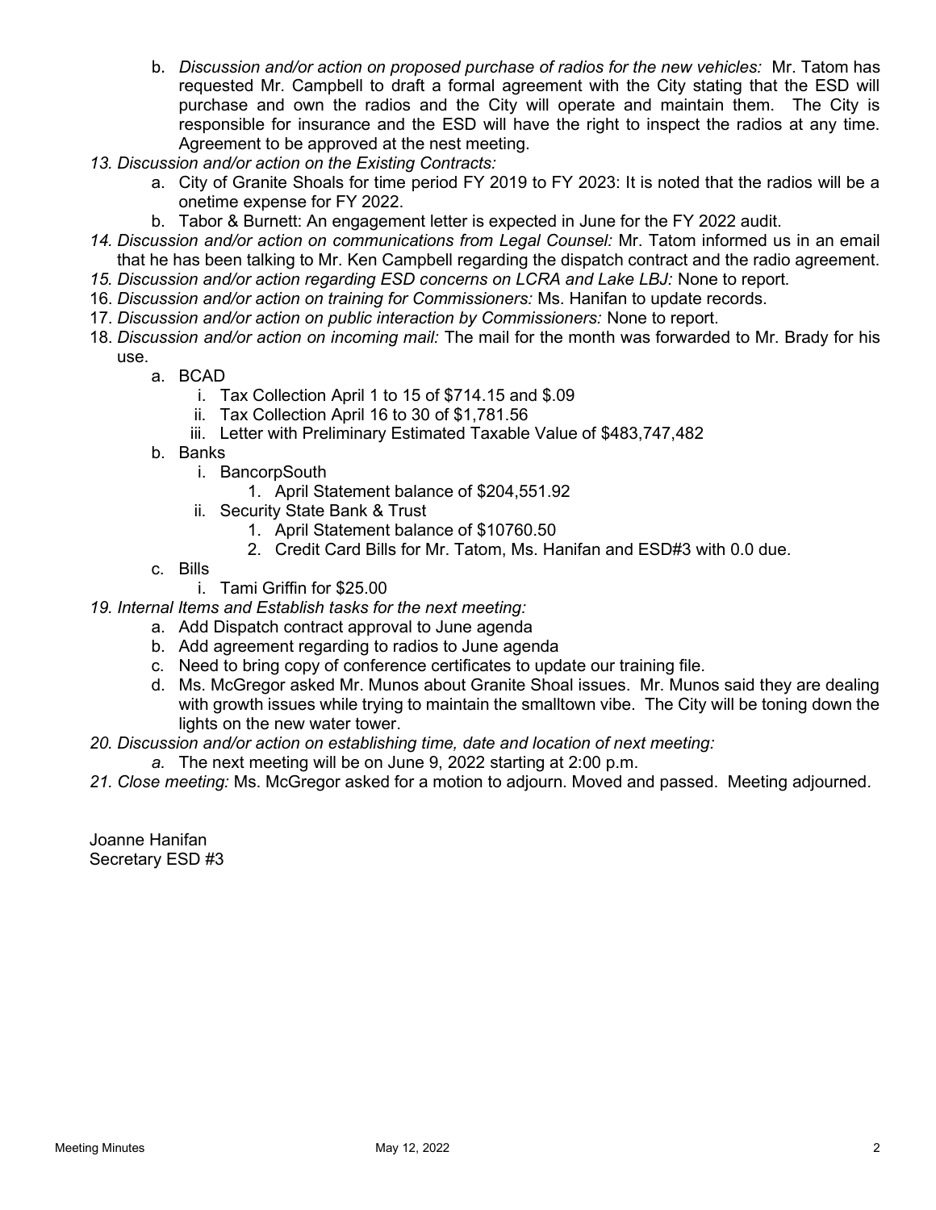b. *Discussion and/or action on proposed purchase of radios for the new vehicles:* Mr. Tatom has requested Mr. Campbell to draft a formal agreement with the City stating that the ESD will purchase and own the radios and the City will operate and maintain them. The City is responsible for insurance and the ESD will have the right to inspect the radios at any time. Agreement to be approved at the nest meeting.

13. *Discussion and/or action on the Existing Contracts:*
    a. City of Granite Shoals for time period FY 2019 to FY 2023: It is noted that the radios will be a onetime expense for FY 2022.
    b. Tabor & Burnett: An engagement letter is expected in June for the FY 2022 audit.
14. *Discussion and/or action on communications from Legal Counsel:* Mr. Tatom informed us in an email that he has been talking to Mr. Ken Campbell regarding the dispatch contract and the radio agreement.
15. *Discussion and/or action regarding ESD concerns on LCRA and Lake LBJ:* None to report.
16. *Discussion and/or action on training for Commissioners:* Ms. Hanifan to update records.
17. *Discussion and/or action on public interaction by Commissioners:* None to report.
18. *Discussion and/or action on incoming mail:* The mail for the month was forwarded to Mr. Brady for his use.
    a. BCAD
        i. Tax Collection April 1 to 15 of $714.15 and $.09
        ii. Tax Collection April 16 to 30 of $1,781.56
        iii. Letter with Preliminary Estimated Taxable Value of $483,747,482
    b. Banks
        i. BancorpSouth
            1. April Statement balance of $204,551.92
        ii. Security State Bank & Trust
            1. April Statement balance of $10760.50
            2. Credit Card Bills for Mr. Tatom, Ms. Hanifan and ESD#3 with 0.0 due.
    c. Bills
        i. Tami Griffin for $25.00
19. *Internal Items and Establish tasks for the next meeting:*
    a. Add Dispatch contract approval to June agenda
    b. Add agreement regarding to radios to June agenda
    c. Need to bring copy of conference certificates to update our training file.
    d. Ms. McGregor asked Mr. Munos about Granite Shoal issues. Mr. Munos said they are dealing with growth issues while trying to maintain the smalltown vibe. The City will be toning down the lights on the new water tower.
20. *Discussion and/or action on establishing time, date and location of next meeting:*
    a. The next meeting will be on June 9, 2022 starting at 2:00 p.m.
21. *Close meeting:* Ms. McGregor asked for a motion to adjourn. Moved and passed. Meeting adjourned.

Joanne Hanifan
Secretary ESD #3